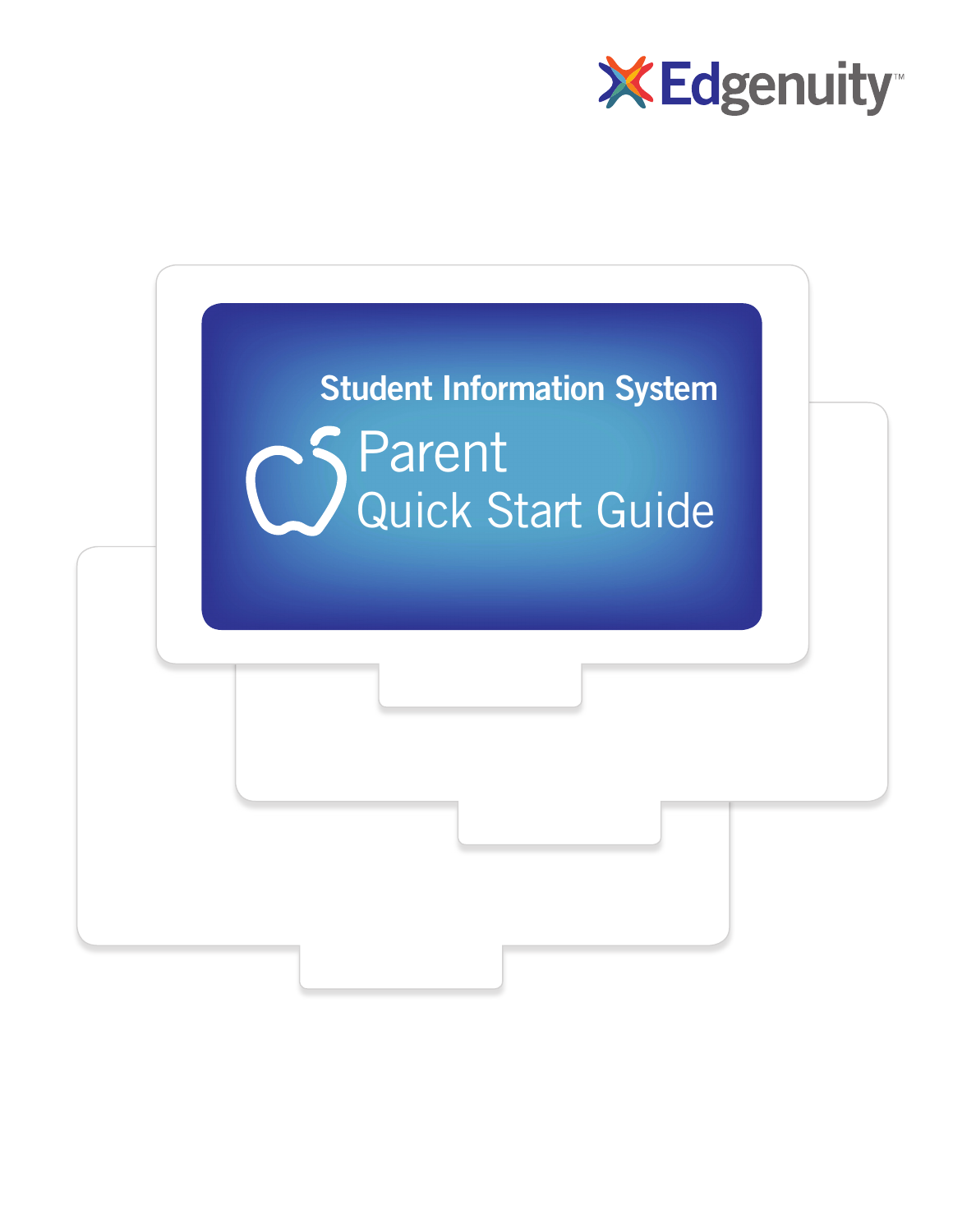Edgenuity™

# Student Information System

# Parent Quick Start Guide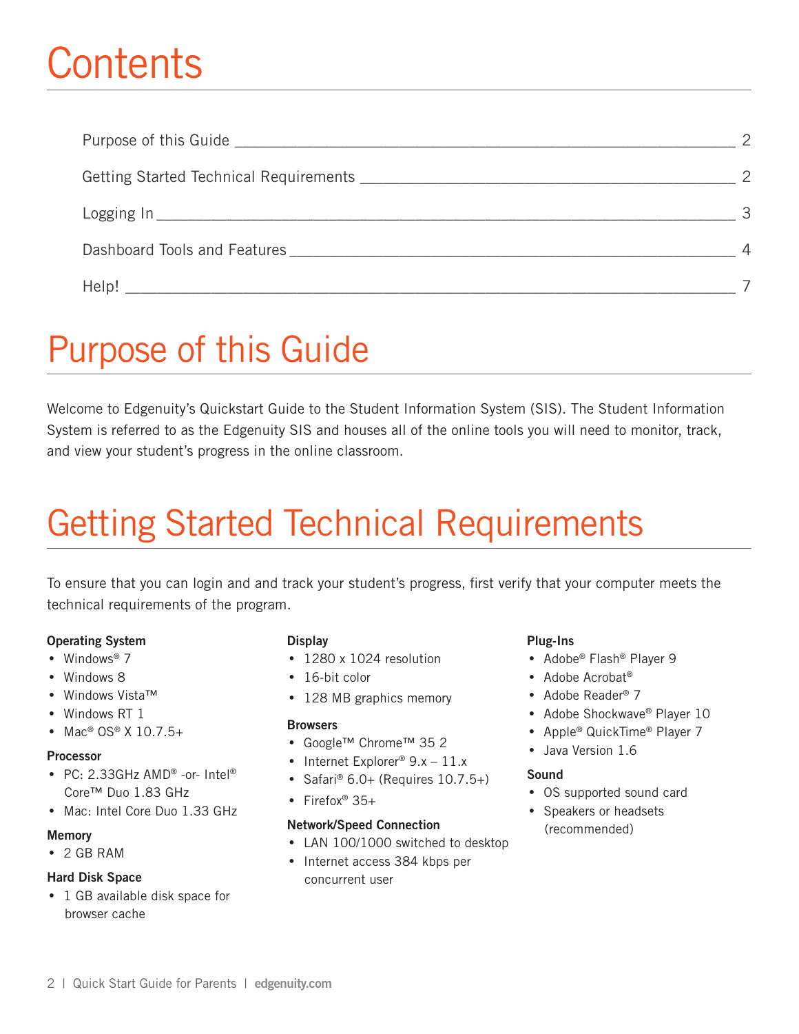# Contents

Purpose of this Guide ____ 2

Getting Started Technical Requirements ____ 2

Logging In ____ 3

Dashboard Tools and Features ____ 4

Help! ____ 7

# Purpose of this Guide

Welcome to Edgenuity's Quickstart Guide to the Student Information System (SIS). The Student Information System is referred to as the Edgenuity SIS and houses all of the online tools you will need to monitor, track, and view your student's progress in the online classroom.

# Getting Started Technical Requirements

To ensure that you can login and and track your student's progress, first verify that your computer meets the technical requirements of the program.

**Operating System**
- Windows® 7
- Windows 8
- Windows Vista™
- Windows RT 1
- Mac® OS® X 10.7.5+

**Processor**
- PC: 2.33GHz AMD® -or- Intel® Core™ Duo 1.83 GHz
- Mac: Intel Core Duo 1.33 GHz

**Memory**
- 2 GB RAM

**Hard Disk Space**
- 1 GB available disk space for browser cache

**Display**
- 1280 x 1024 resolution
- 16-bit color
- 128 MB graphics memory

**Browsers**
- Google™ Chrome™ 35 2
- Internet Explorer® 9.x – 11.x
- Safari® 6.0+ (Requires 10.7.5+)
- Firefox® 35+

**Network/Speed Connection**
- LAN 100/1000 switched to desktop
- Internet access 384 kbps per concurrent user

**Plug-Ins**
- Adobe® Flash® Player 9
- Adobe Acrobat®
- Adobe Reader® 7
- Adobe Shockwave® Player 10
- Apple® QuickTime® Player 7
- Java Version 1.6

**Sound**
- OS supported sound card
- Speakers or headsets (recommended)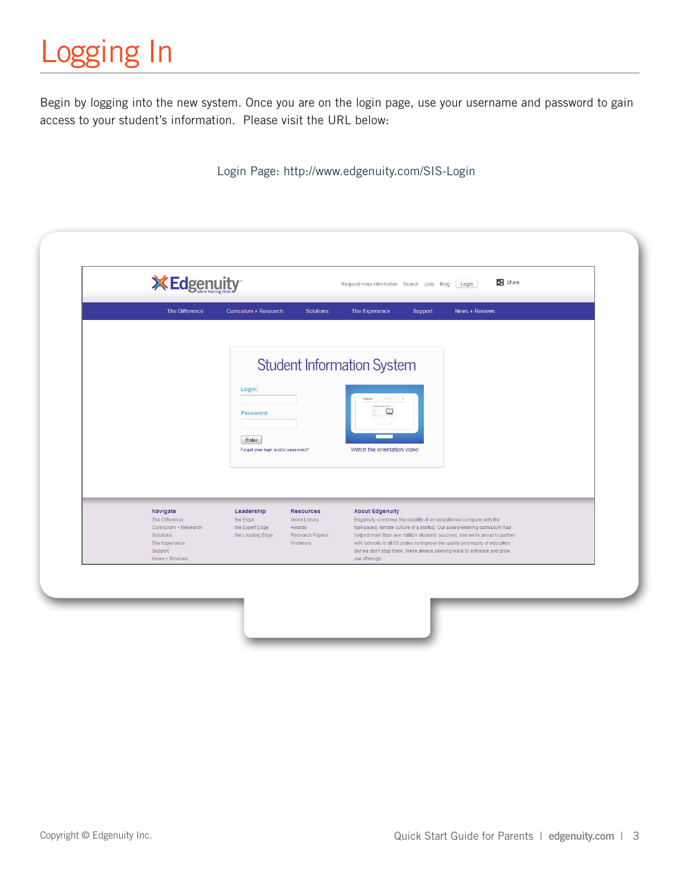# Logging In

Begin by logging into the new system. Once you are on the login page, use your username and password to gain access to your student's information. Please visit the URL below:

Login Page: http://www.edgenuity.com/SIS-Login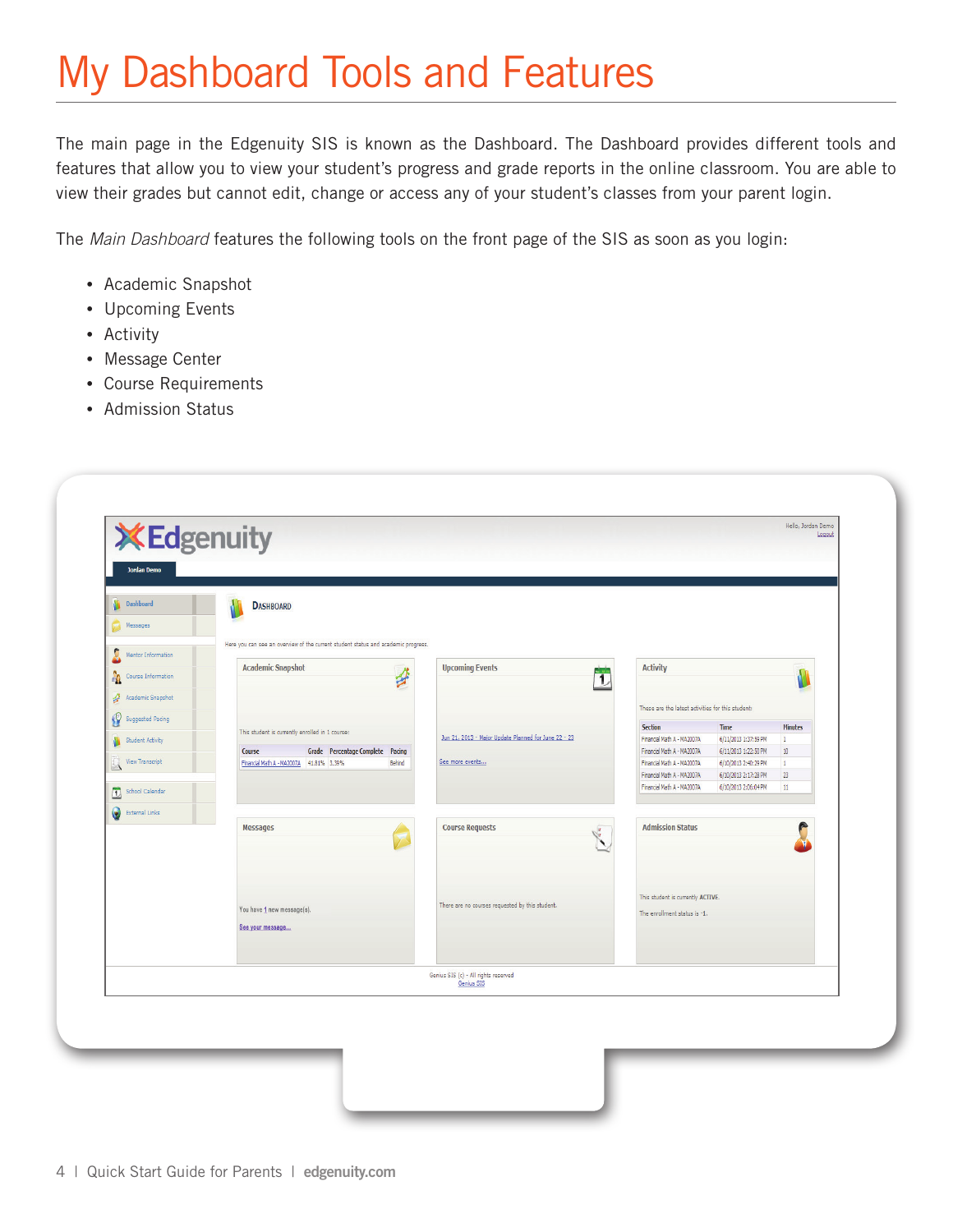# My Dashboard Tools and Features

The main page in the Edgenuity SIS is known as the Dashboard. The Dashboard provides different tools and features that allow you to view your student's progress and grade reports in the online classroom. You are able to view their grades but cannot edit, change or access any of your student's classes from your parent login.

The *Main Dashboard* features the following tools on the front page of the SIS as soon as you login:

- Academic Snapshot
- Upcoming Events
- Activity
- Message Center
- Course Requirements
- Admission Status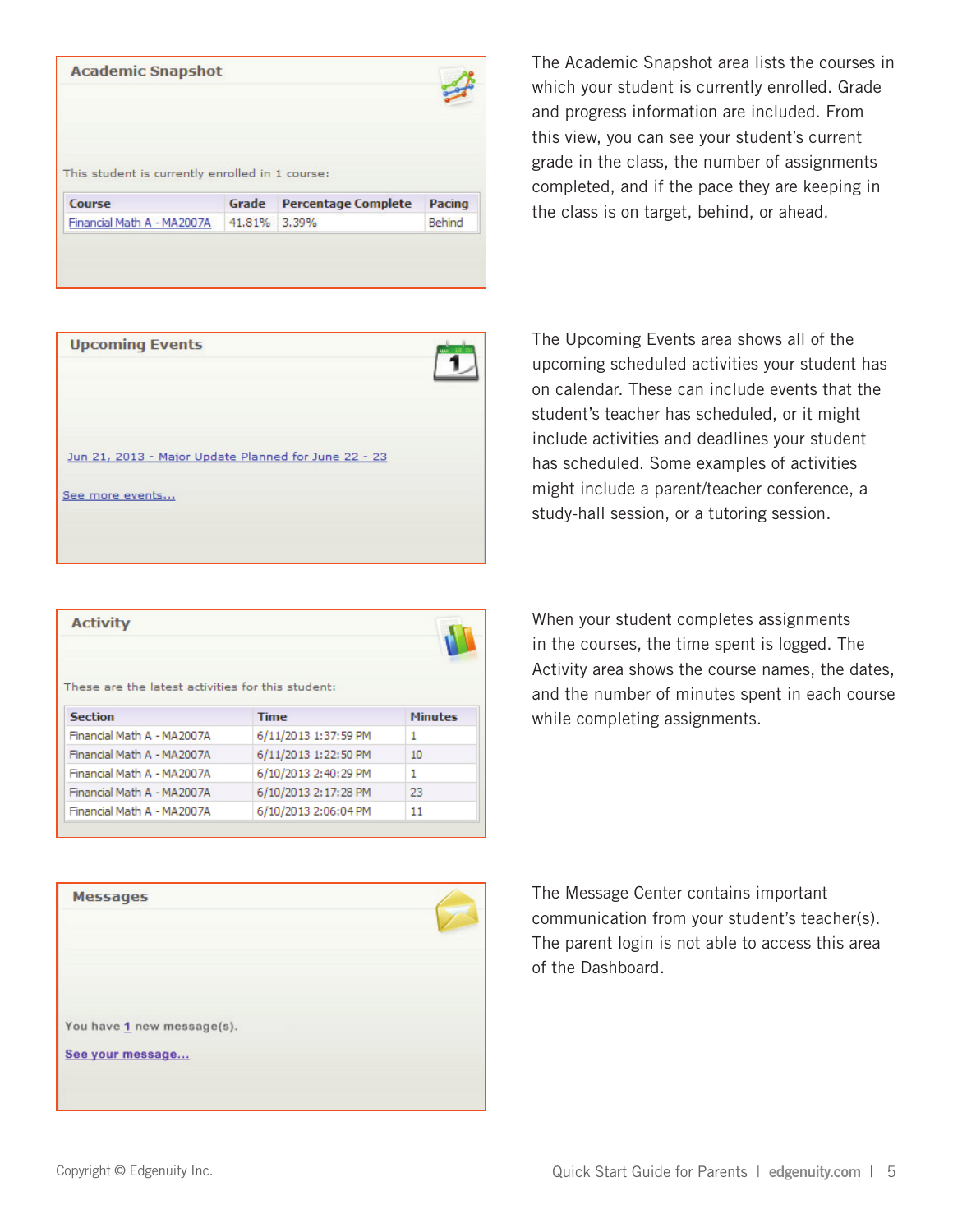## Academic Snapshot

This student is currently enrolled in 1 course:

| Course | Grade | Percentage Complete | Pacing |
|---|---|---|---|
| Financial Math A - MA2007A | 41.81% | 3.39% | Behind |

The Academic Snapshot area lists the courses in which your student is currently enrolled. Grade and progress information are included. From this view, you can see your student's current grade in the class, the number of assignments completed, and if the pace they are keeping in the class is on target, behind, or ahead.

## Upcoming Events

Jun 21, 2013 - Major Update Planned for June 22 - 23

See more events...

The Upcoming Events area shows all of the upcoming scheduled activities your student has on calendar. These can include events that the student's teacher has scheduled, or it might include activities and deadlines your student has scheduled. Some examples of activities might include a parent/teacher conference, a study-hall session, or a tutoring session.

## Activity

These are the latest activities for this student:

| Section | Time | Minutes |
|---|---|---|
| Financial Math A - MA2007A | 6/11/2013 1:37:59 PM | 1 |
| Financial Math A - MA2007A | 6/11/2013 1:22:50 PM | 10 |
| Financial Math A - MA2007A | 6/10/2013 2:40:29 PM | 1 |
| Financial Math A - MA2007A | 6/10/2013 2:17:28 PM | 23 |
| Financial Math A - MA2007A | 6/10/2013 2:06:04 PM | 11 |

When your student completes assignments in the courses, the time spent is logged. The Activity area shows the course names, the dates, and the number of minutes spent in each course while completing assignments.

## Messages

You have 1 new message(s).

See your message...

The Message Center contains important communication from your student's teacher(s). The parent login is not able to access this area of the Dashboard.

Copyright © Edgenuity Inc.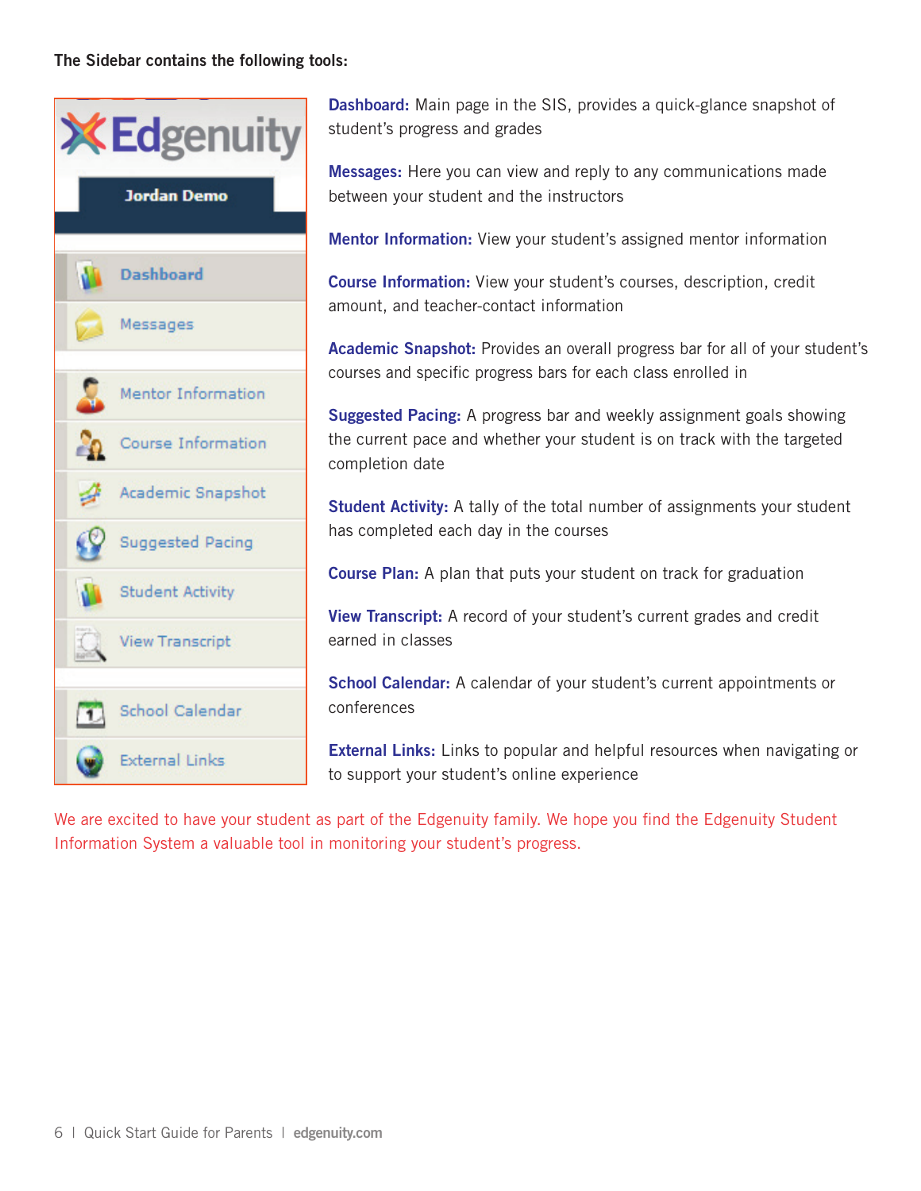**The Sidebar contains the following tools:**

**Dashboard:** Main page in the SIS, provides a quick-glance snapshot of student's progress and grades

**Messages:** Here you can view and reply to any communications made between your student and the instructors

**Mentor Information:** View your student's assigned mentor information

**Course Information:** View your student's courses, description, credit amount, and teacher-contact information

**Academic Snapshot:** Provides an overall progress bar for all of your student's courses and specific progress bars for each class enrolled in

**Suggested Pacing:** A progress bar and weekly assignment goals showing the current pace and whether your student is on track with the targeted completion date

**Student Activity:** A tally of the total number of assignments your student has completed each day in the courses

**Course Plan:** A plan that puts your student on track for graduation

**View Transcript:** A record of your student's current grades and credit earned in classes

**School Calendar:** A calendar of your student's current appointments or conferences

**External Links:** Links to popular and helpful resources when navigating or to support your student's online experience

We are excited to have your student as part of the Edgenuity family. We hope you find the Edgenuity Student Information System a valuable tool in monitoring your student's progress.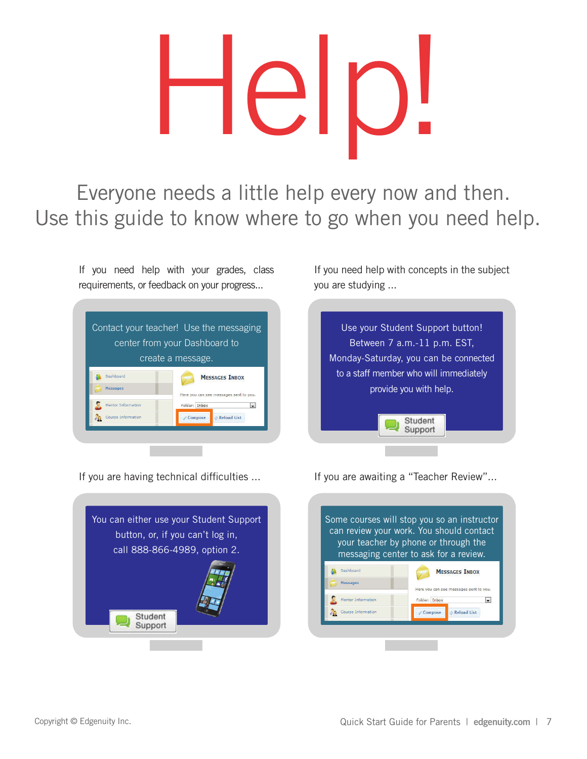# Help!

Everyone needs a little help every now and then.
Use this guide to know where to go when you need help.

If you need help with your grades, class requirements, or feedback on your progress...

Contact your teacher! Use the messaging center from your Dashboard to create a message.

If you need help with concepts in the subject you are studying ...

Use your Student Support button! Between 7 a.m.-11 p.m. EST, Monday-Saturday, you can be connected to a staff member who will immediately provide you with help.

If you are having technical difficulties ...

You can either use your Student Support button, or, if you can't log in, call 888-866-4989, option 2.

If you are awaiting a "Teacher Review"...

Some courses will stop you so an instructor can review your work. You should contact your teacher by phone or through the messaging center to ask for a review.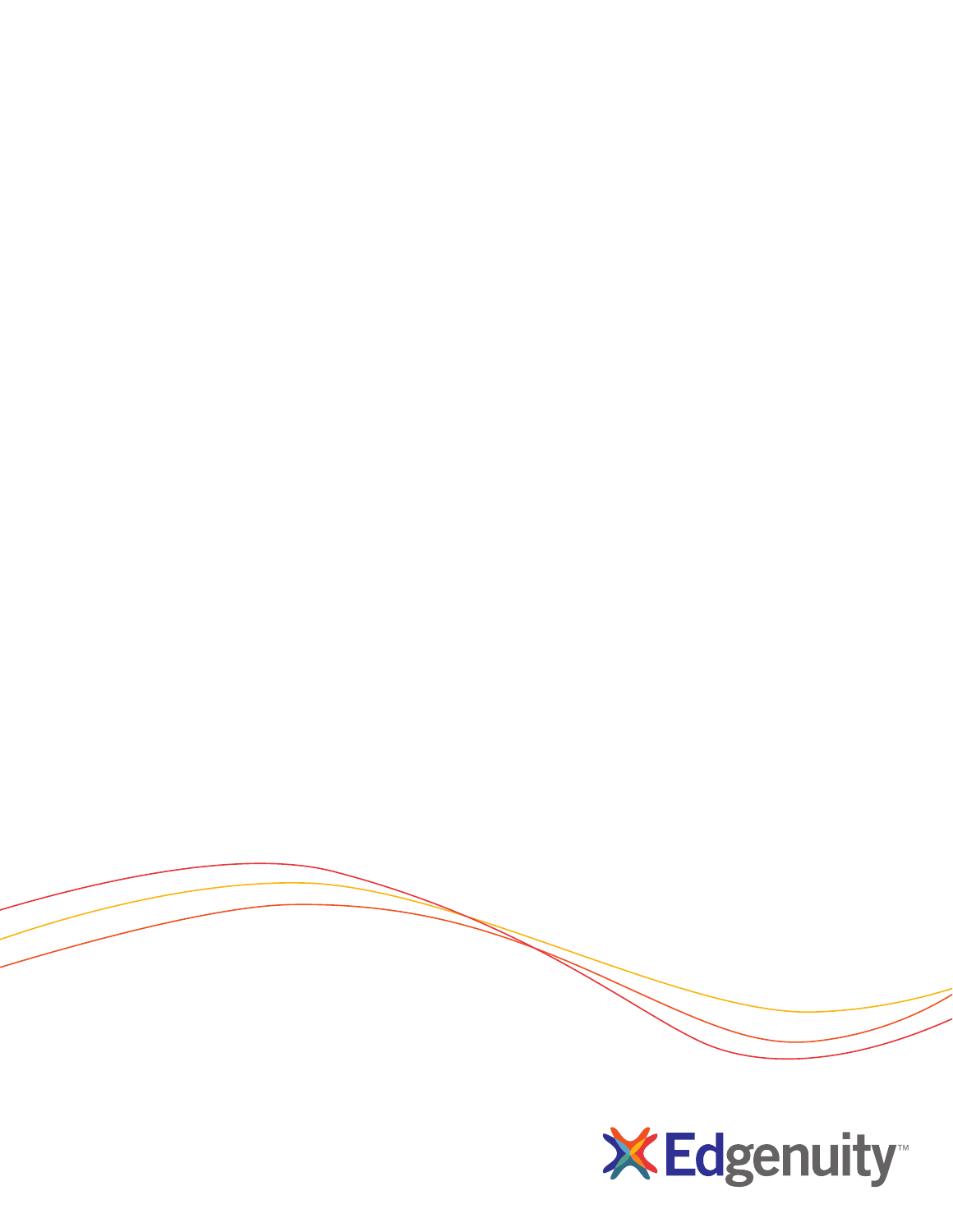Edgenuity™